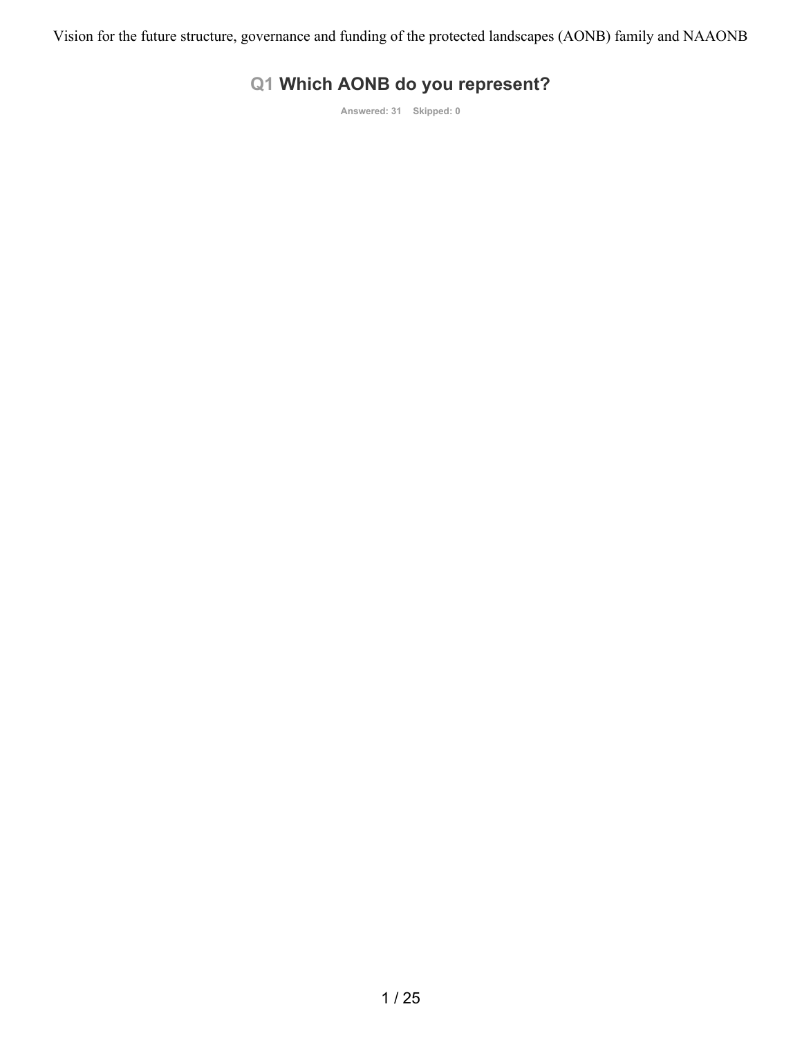## Q1 Which AONB do you represent?

Answered: 31 Skipped: 0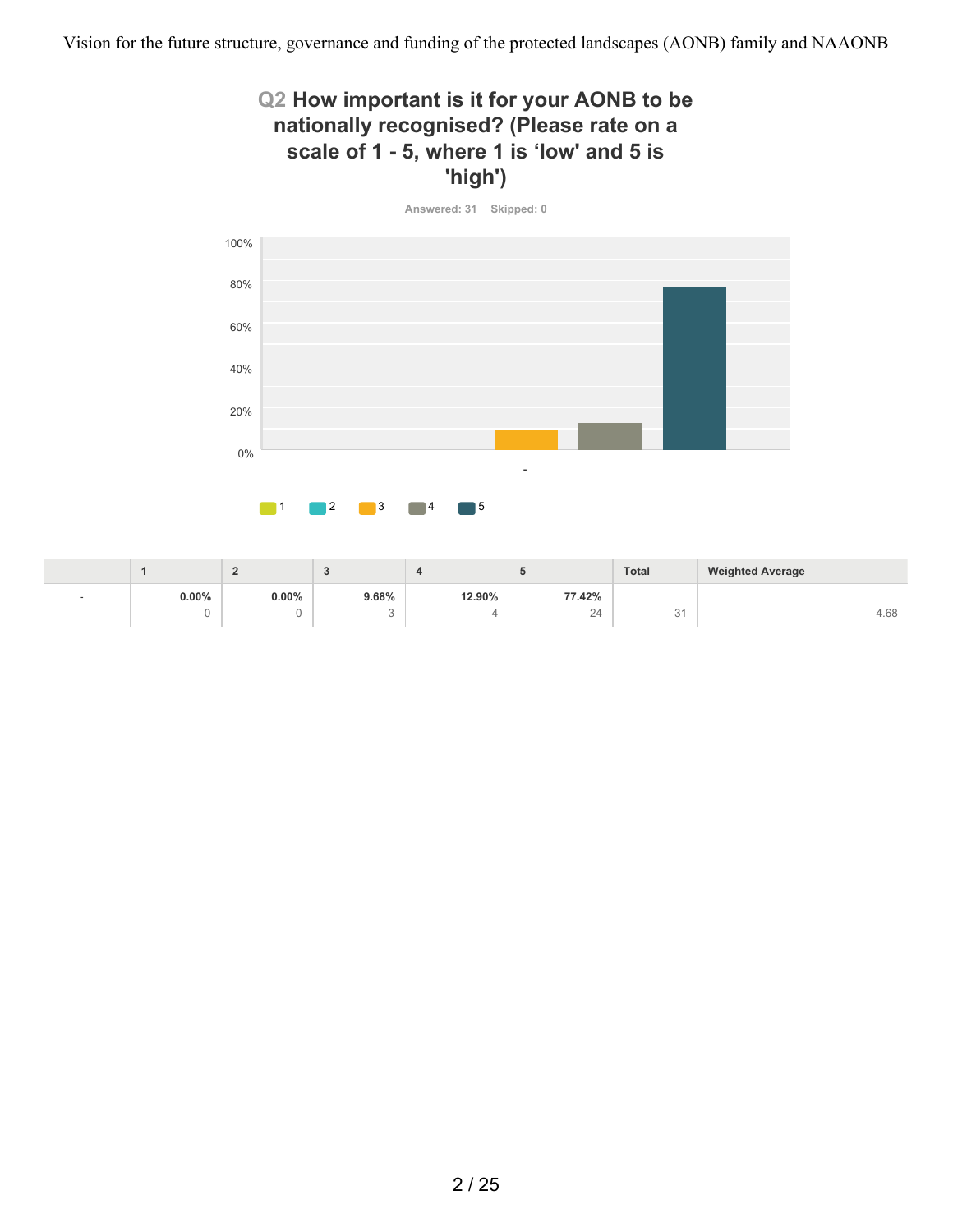## Q2 How important is it for your AONB to be nationally recognised? (Please rate on a scale of 1 - 5, where 1 is 'low' and 5 is 'high')

Answered: 31 Skipped: 0

|  | 1 | 2 | 3 | 4 | 5 | Total | Weighted Average |
|---|---|---|---|---|---|---|---|
| - | **0.00%** 0 | **0.00%** 0 | **9.68%** 3 | **12.90%** 4 | **77.42%** 24 | 31 | 4.68 |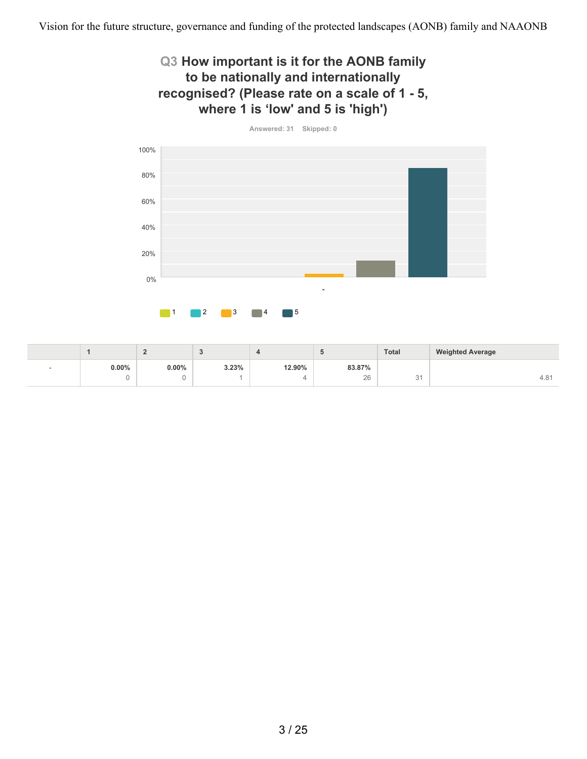## Q3 How important is it for the AONB family to be nationally and internationally recognised? (Please rate on a scale of 1 - 5, where 1 is ‘low' and 5 is 'high')

Answered: 31 Skipped: 0

| | 1 | 2 | 3 | 4 | 5 | Total | Weighted Average |
|---|---|---|---|---|---|---|---|
| - | 0.00% 0 | 0.00% 0 | 3.23% 1 | 12.90% 4 | 83.87% 26 | 31 | 4.81 |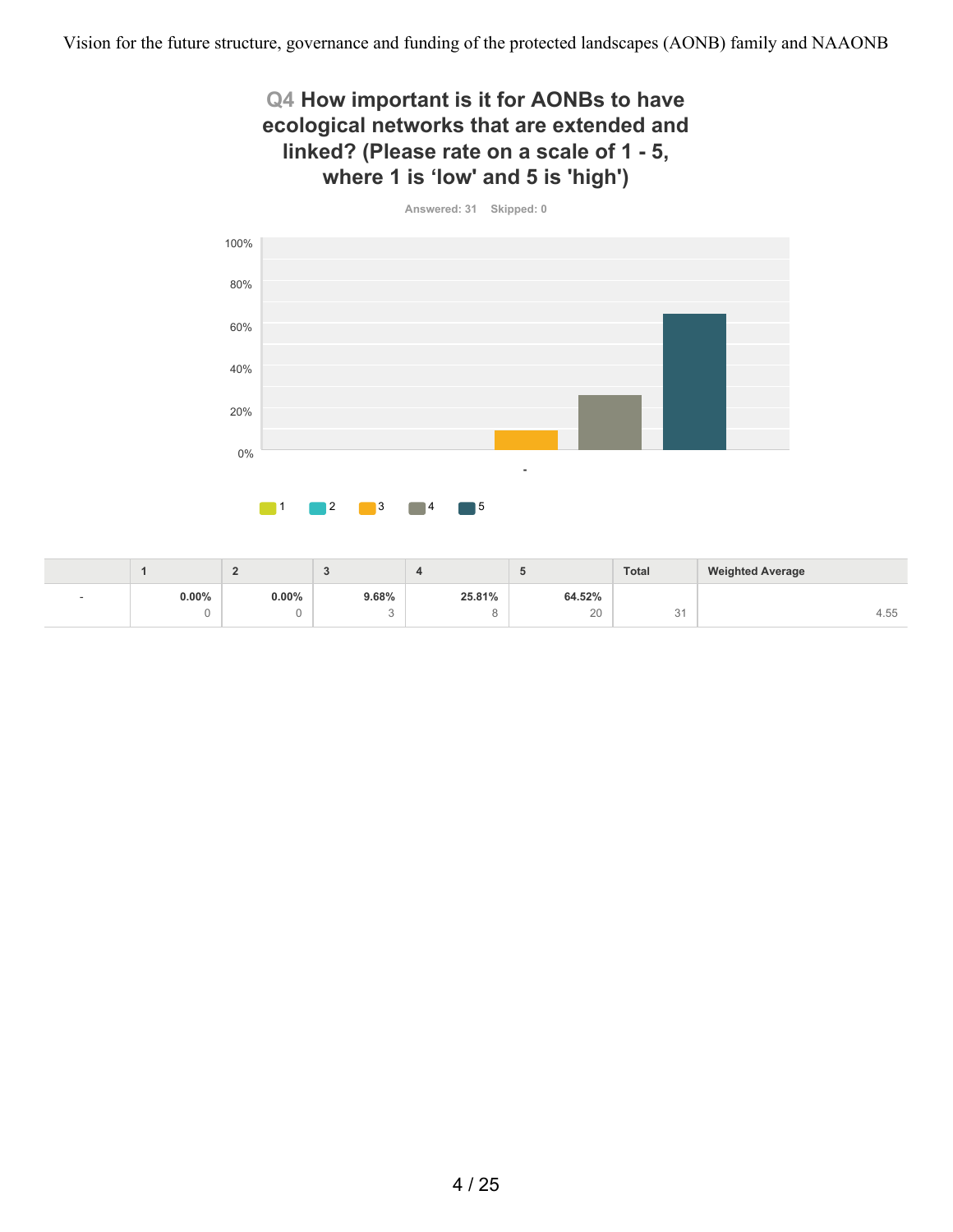## Q4 How important is it for AONBs to have ecological networks that are extended and linked? (Please rate on a scale of 1 - 5, where 1 is 'low' and 5 is 'high')

Answered: 31 Skipped: 0

| | 1 | 2 | 3 | 4 | 5 | Total | Weighted Average |
|---|---|---|---|---|---|---|---|
| - | 0.00% 0 | 0.00% 0 | 9.68% 3 | 25.81% 8 | 64.52% 20 | 31 | 4.55 |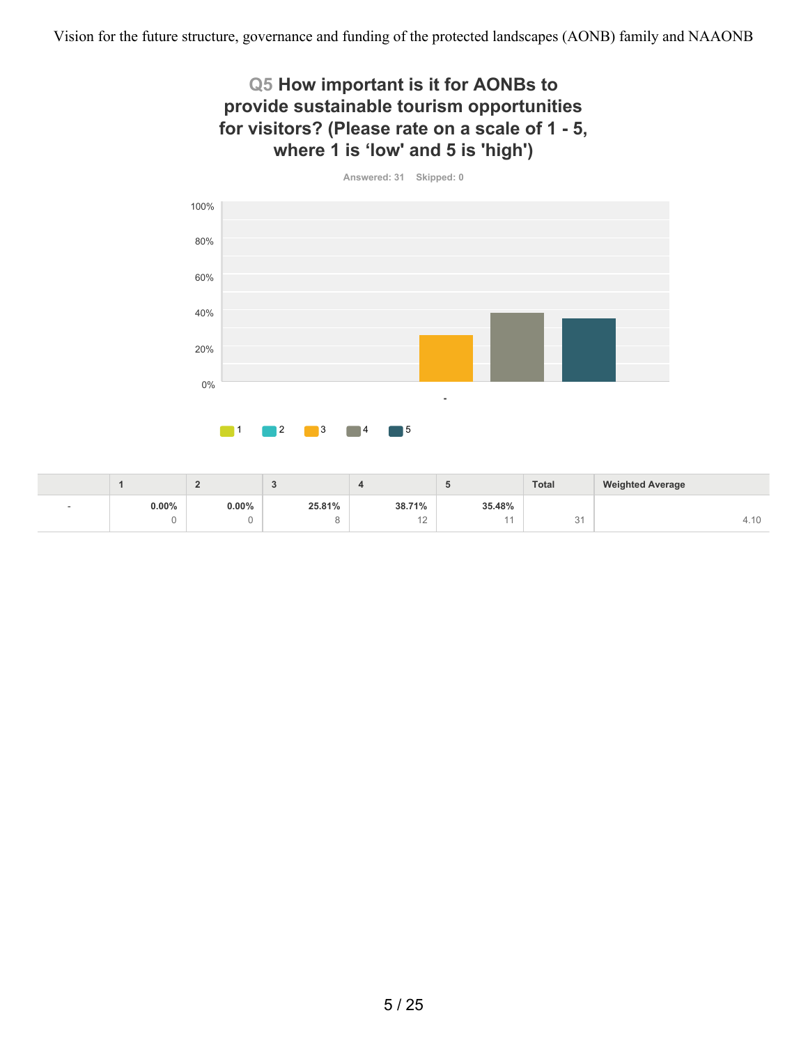## Q5 How important is it for AONBs to provide sustainable tourism opportunities for visitors? (Please rate on a scale of 1 - 5, where 1 is 'low' and 5 is 'high')

Answered: 31 Skipped: 0

| | 1 | 2 | 3 | 4 | 5 | Total | Weighted Average |
|---|---|---|---|---|---|---|---|
| - | **0.00%** 0 | **0.00%** 0 | **25.81%** 8 | **38.71%** 12 | **35.48%** 11 | 31 | 4.10 |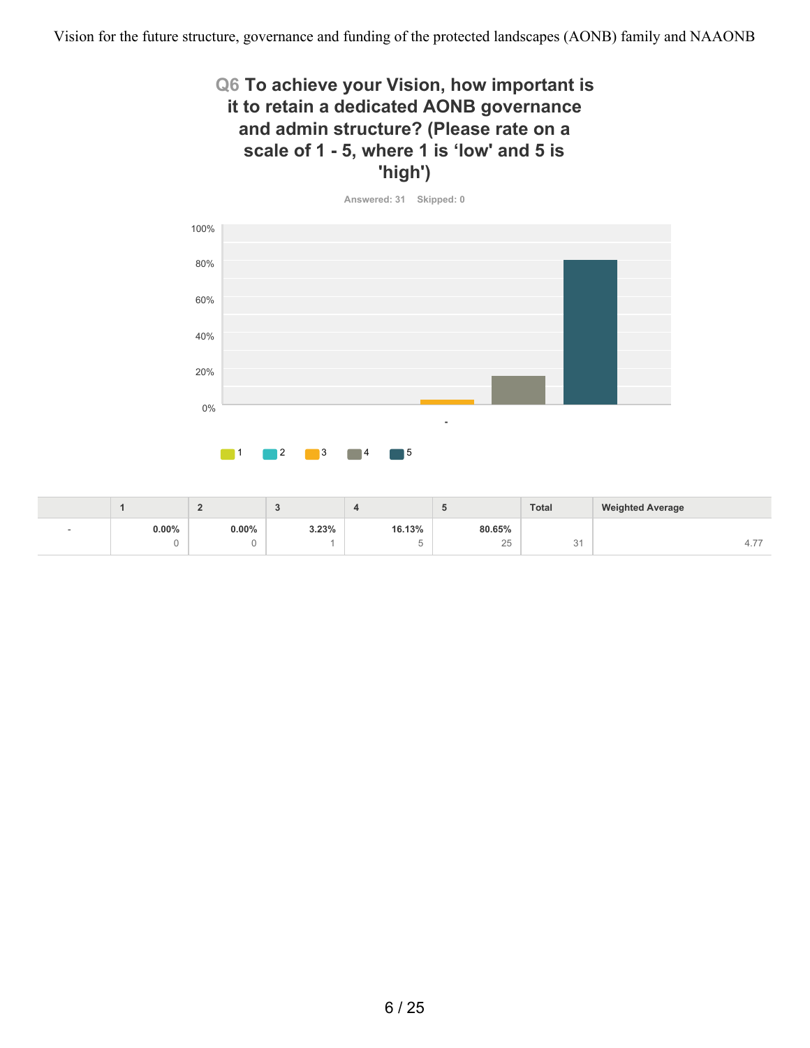## Q6 To achieve your Vision, how important is it to retain a dedicated AONB governance and admin structure? (Please rate on a scale of 1 - 5, where 1 is 'low' and 5 is 'high')

Answered: 31 Skipped: 0

|  | 1 | 2 | 3 | 4 | 5 | Total | Weighted Average |
|---|---|---|---|---|---|---|---|
| - | **0.00%** 0 | **0.00%** 0 | **3.23%** 1 | **16.13%** 5 | **80.65%** 25 | 31 | 4.77 |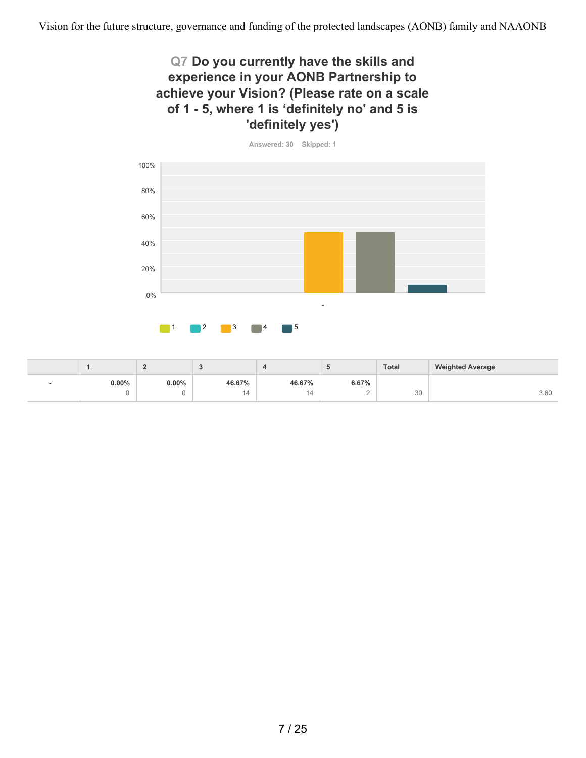## Q7 Do you currently have the skills and experience in your AONB Partnership to achieve your Vision? (Please rate on a scale of 1 - 5, where 1 is 'definitely no' and 5 is 'definitely yes')

Answered: 30 Skipped: 1

|   | 1 | 2 | 3 | 4 | 5 | Total | Weighted Average |
|---|---|---|---|---|---|---|---|
| - | 0.00%<br>0 | 0.00%<br>0 | 46.67%<br>14 | 46.67%<br>14 | 6.67%<br>2 | 30 | 3.60 |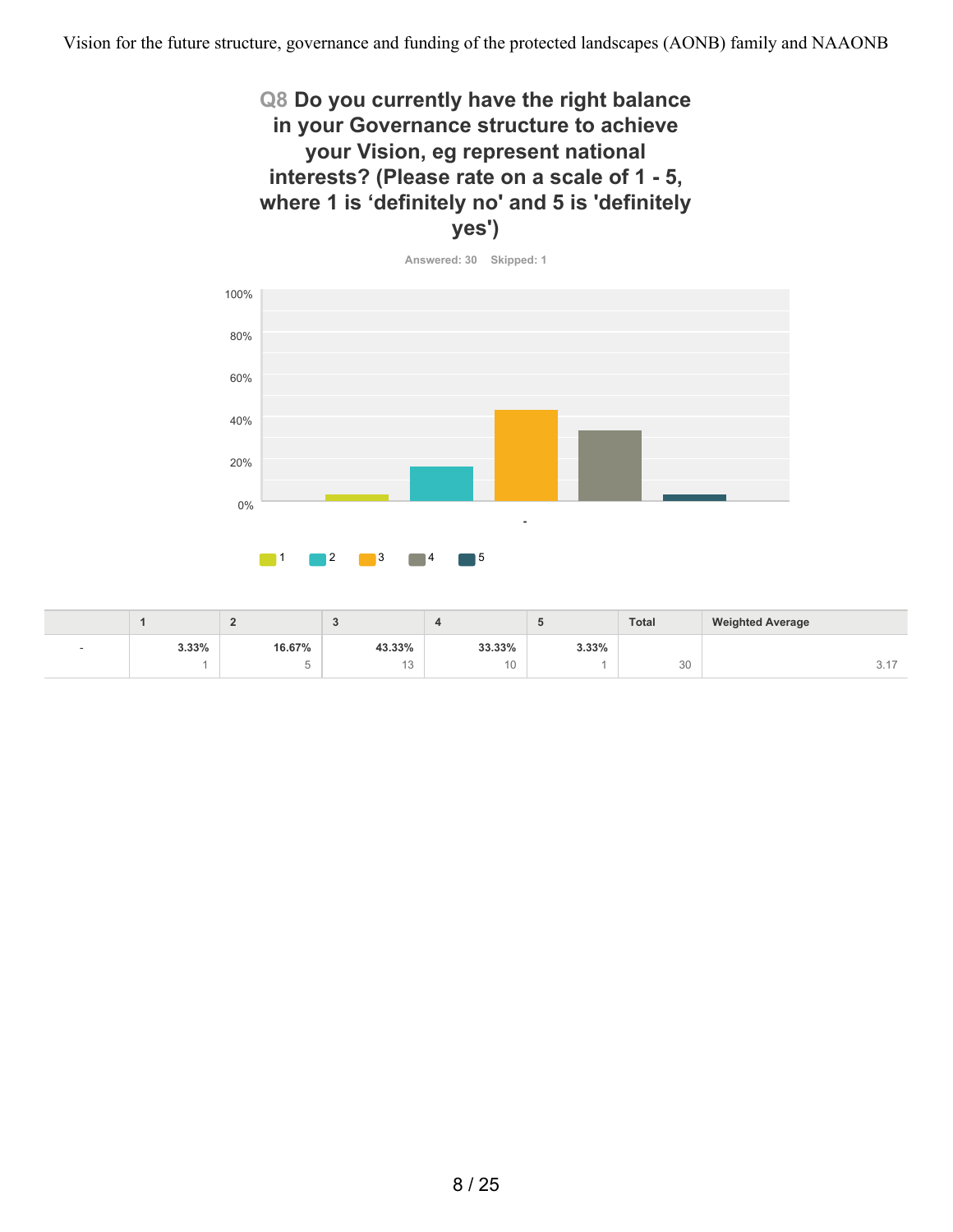## Q8 Do you currently have the right balance in your Governance structure to achieve your Vision, eg represent national interests? (Please rate on a scale of 1 - 5, where 1 is ‘definitely no' and 5 is 'definitely yes')

Answered: 30 Skipped: 1

|  | 1 | 2 | 3 | 4 | 5 | Total | Weighted Average |
|---|---|---|---|---|---|---|---|
| - | 3.33%<br>1 | 16.67%<br>5 | 43.33%<br>13 | 33.33%<br>10 | 3.33%<br>1 | <br>30 | <br>3.17 |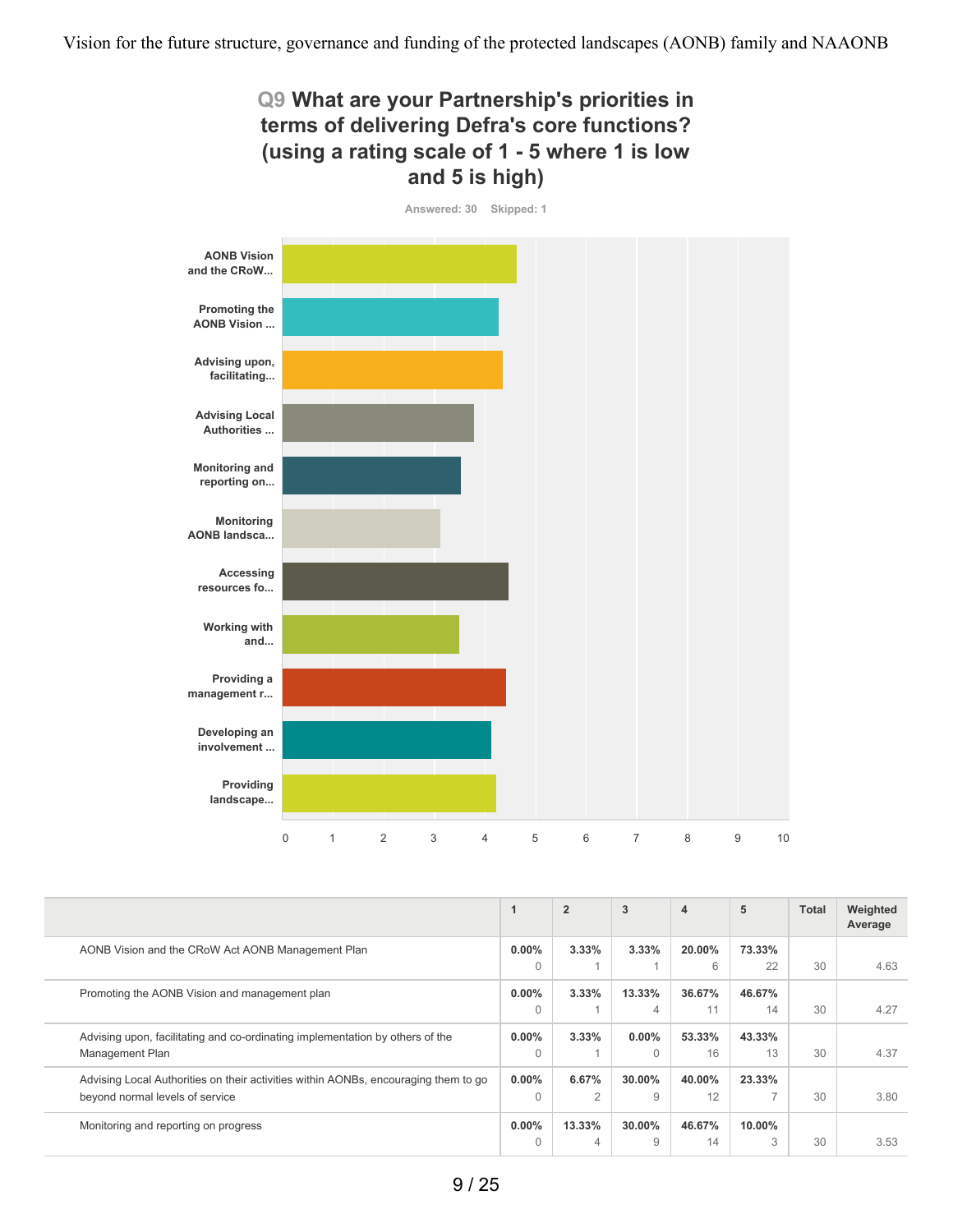## Q9 What are your Partnership's priorities in terms of delivering Defra's core functions? (using a rating scale of 1 - 5 where 1 is low and 5 is high)

Answered: 30 Skipped: 1

AONB Vision and the CRoW...

Promoting the AONB Vision ...

Advising upon, facilitating...

Advising Local Authorities ...

Monitoring and reporting on...

Monitoring AONB landsca...

Accessing resources fo...

Working with and...

Providing a management r...

Developing an involvement ...

Providing landscape...

0 1 2 3 4 5 6 7 8 9 10

| | 1 | 2 | 3 | 4 | 5 | Total | Weighted Average |
|---|---|---|---|---|---|---|---|
| AONB Vision and the CRoW Act AONB Management Plan | 0.00% 0 | 3.33% 1 | 3.33% 1 | 20.00% 6 | 73.33% 22 | 30 | 4.63 |
| Promoting the AONB Vision and management plan | 0.00% 0 | 3.33% 1 | 13.33% 4 | 36.67% 11 | 46.67% 14 | 30 | 4.27 |
| Advising upon, facilitating and co-ordinating implementation by others of the Management Plan | 0.00% 0 | 3.33% 1 | 0.00% 0 | 53.33% 16 | 43.33% 13 | 30 | 4.37 |
| Advising Local Authorities on their activities within AONBs, encouraging them to go beyond normal levels of service | 0.00% 0 | 6.67% 2 | 30.00% 9 | 40.00% 12 | 23.33% 7 | 30 | 3.80 |
| Monitoring and reporting on progress | 0.00% 0 | 13.33% 4 | 30.00% 9 | 46.67% 14 | 10.00% 3 | 30 | 3.53 |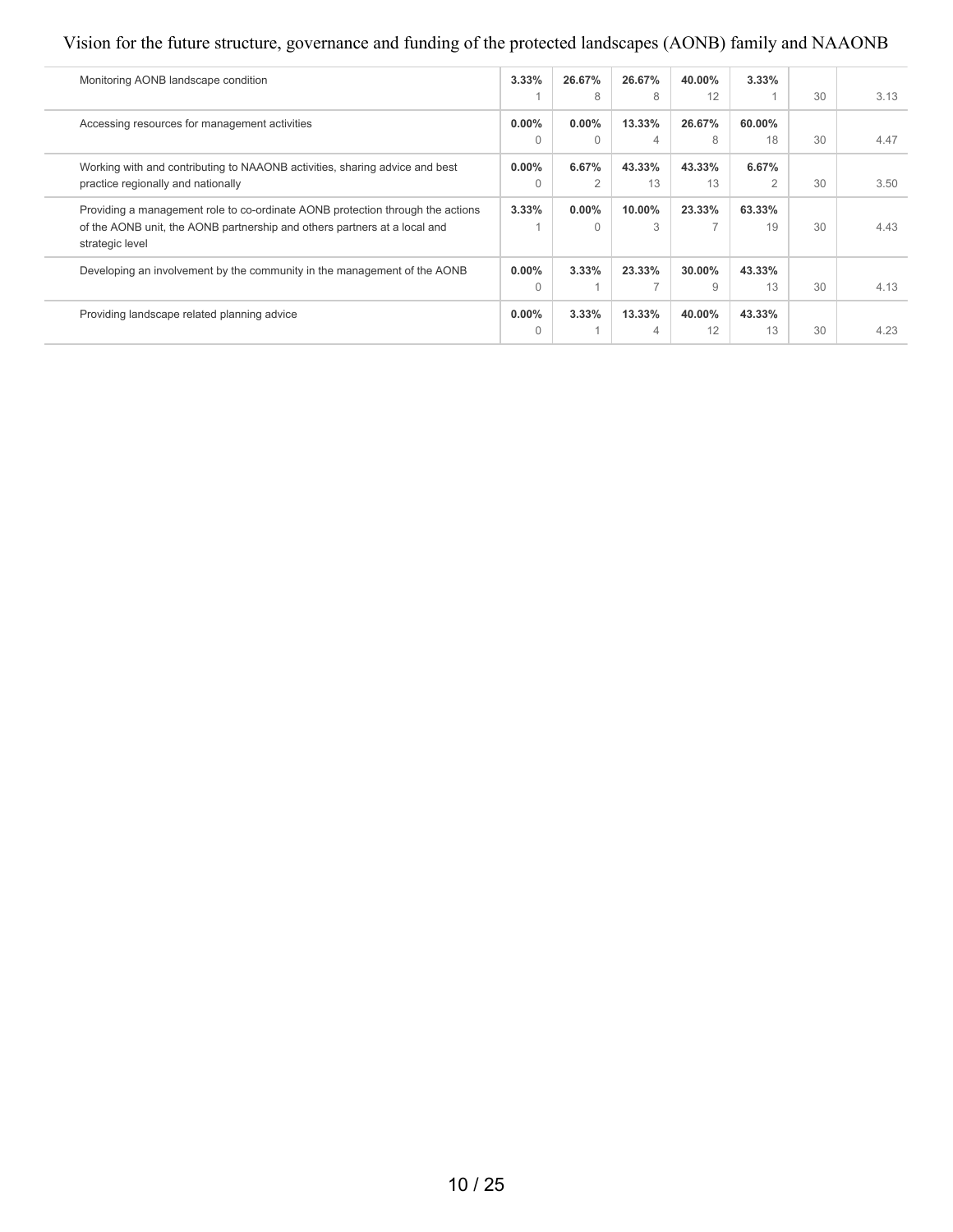| | | | | | | | |
|---|---|---|---|---|---|---|---|
| Monitoring AONB landscape condition | **3.33%** 1 | **26.67%** 8 | **26.67%** 8 | **40.00%** 12 | **3.33%** 1 | 30 | 3.13 |
| Accessing resources for management activities | **0.00%** 0 | **0.00%** 0 | **13.33%** 4 | **26.67%** 8 | **60.00%** 18 | 30 | 4.47 |
| Working with and contributing to NAAONB activities, sharing advice and best practice regionally and nationally | **0.00%** 0 | **6.67%** 2 | **43.33%** 13 | **43.33%** 13 | **6.67%** 2 | 30 | 3.50 |
| Providing a management role to co-ordinate AONB protection through the actions of the AONB unit, the AONB partnership and others partners at a local and strategic level | **3.33%** 1 | **0.00%** 0 | **10.00%** 3 | **23.33%** 7 | **63.33%** 19 | 30 | 4.43 |
| Developing an involvement by the community in the management of the AONB | **0.00%** 0 | **3.33%** 1 | **23.33%** 7 | **30.00%** 9 | **43.33%** 13 | 30 | 4.13 |
| Providing landscape related planning advice | **0.00%** 0 | **3.33%** 1 | **13.33%** 4 | **40.00%** 12 | **43.33%** 13 | 30 | 4.23 |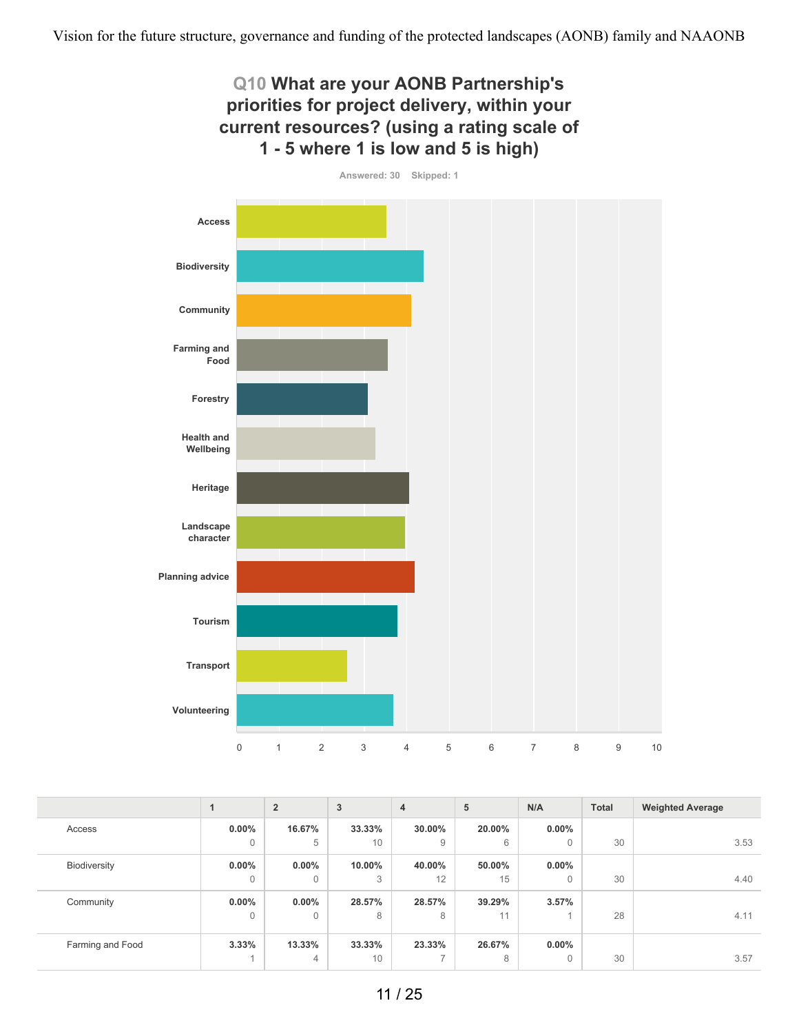## Q10 What are your AONB Partnership's priorities for project delivery, within your current resources? (using a rating scale of 1 - 5 where 1 is low and 5 is high)

Answered: 30 Skipped: 1

| | 1 | 2 | 3 | 4 | 5 | N/A | Total | Weighted Average |
|---|---|---|---|---|---|---|---|---|
| Access | 0.00%<br>0 | 16.67%<br>5 | 33.33%<br>10 | 30.00%<br>9 | 20.00%<br>6 | 0.00%<br>0 | 30 | 3.53 |
| Biodiversity | 0.00%<br>0 | 0.00%<br>0 | 10.00%<br>3 | 40.00%<br>12 | 50.00%<br>15 | 0.00%<br>0 | 30 | 4.40 |
| Community | 0.00%<br>0 | 0.00%<br>0 | 28.57%<br>8 | 28.57%<br>8 | 39.29%<br>11 | 3.57%<br>1 | 28 | 4.11 |
| Farming and Food | 3.33%<br>1 | 13.33%<br>4 | 33.33%<br>10 | 23.33%<br>7 | 26.67%<br>8 | 0.00%<br>0 | 30 | 3.57 |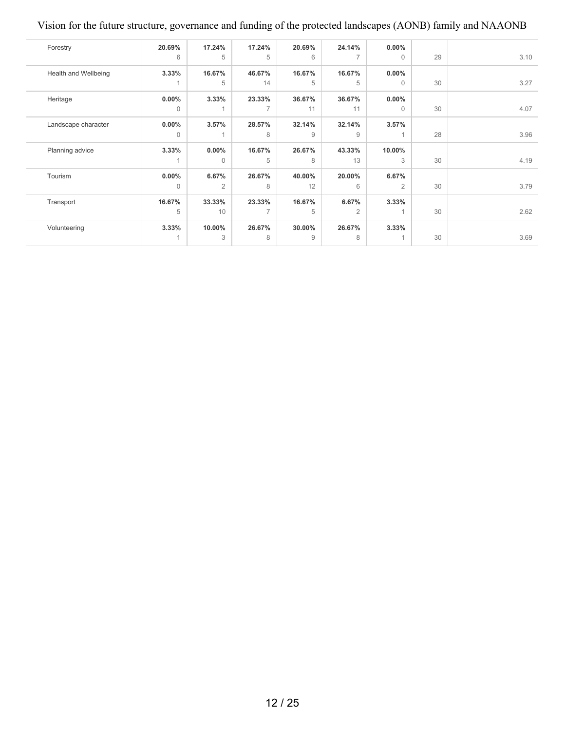| | | | | | | | | |
|---|---|---|---|---|---|---|---|---|
| Forestry | **20.69%**<br>6 | **17.24%**<br>5 | **17.24%**<br>5 | **20.69%**<br>6 | **24.14%**<br>7 | **0.00%**<br>0 | 29 | 3.10 |
| Health and Wellbeing | **3.33%**<br>1 | **16.67%**<br>5 | **46.67%**<br>14 | **16.67%**<br>5 | **16.67%**<br>5 | **0.00%**<br>0 | 30 | 3.27 |
| Heritage | **0.00%**<br>0 | **3.33%**<br>1 | **23.33%**<br>7 | **36.67%**<br>11 | **36.67%**<br>11 | **0.00%**<br>0 | 30 | 4.07 |
| Landscape character | **0.00%**<br>0 | **3.57%**<br>1 | **28.57%**<br>8 | **32.14%**<br>9 | **32.14%**<br>9 | **3.57%**<br>1 | 28 | 3.96 |
| Planning advice | **3.33%**<br>1 | **0.00%**<br>0 | **16.67%**<br>5 | **26.67%**<br>8 | **43.33%**<br>13 | **10.00%**<br>3 | 30 | 4.19 |
| Tourism | **0.00%**<br>0 | **6.67%**<br>2 | **26.67%**<br>8 | **40.00%**<br>12 | **20.00%**<br>6 | **6.67%**<br>2 | 30 | 3.79 |
| Transport | **16.67%**<br>5 | **33.33%**<br>10 | **23.33%**<br>7 | **16.67%**<br>5 | **6.67%**<br>2 | **3.33%**<br>1 | 30 | 2.62 |
| Volunteering | **3.33%**<br>1 | **10.00%**<br>3 | **26.67%**<br>8 | **30.00%**<br>9 | **26.67%**<br>8 | **3.33%**<br>1 | 30 | 3.69 |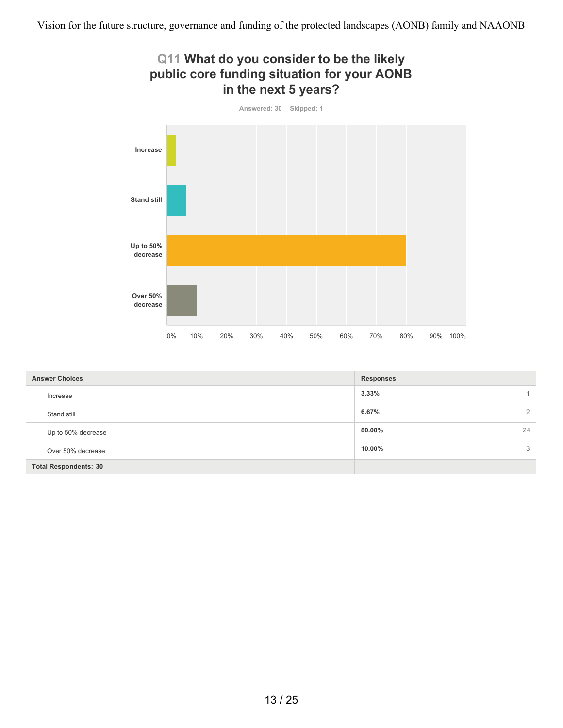## Q11 What do you consider to be the likely public core funding situation for your AONB in the next 5 years?

Answered: 30 Skipped: 1

| Answer Choices | Responses | |
|---|---|---|
| Increase | 3.33% | 1 |
| Stand still | 6.67% | 2 |
| Up to 50% decrease | 80.00% | 24 |
| Over 50% decrease | 10.00% | 3 |
| **Total Respondents: 30** | | |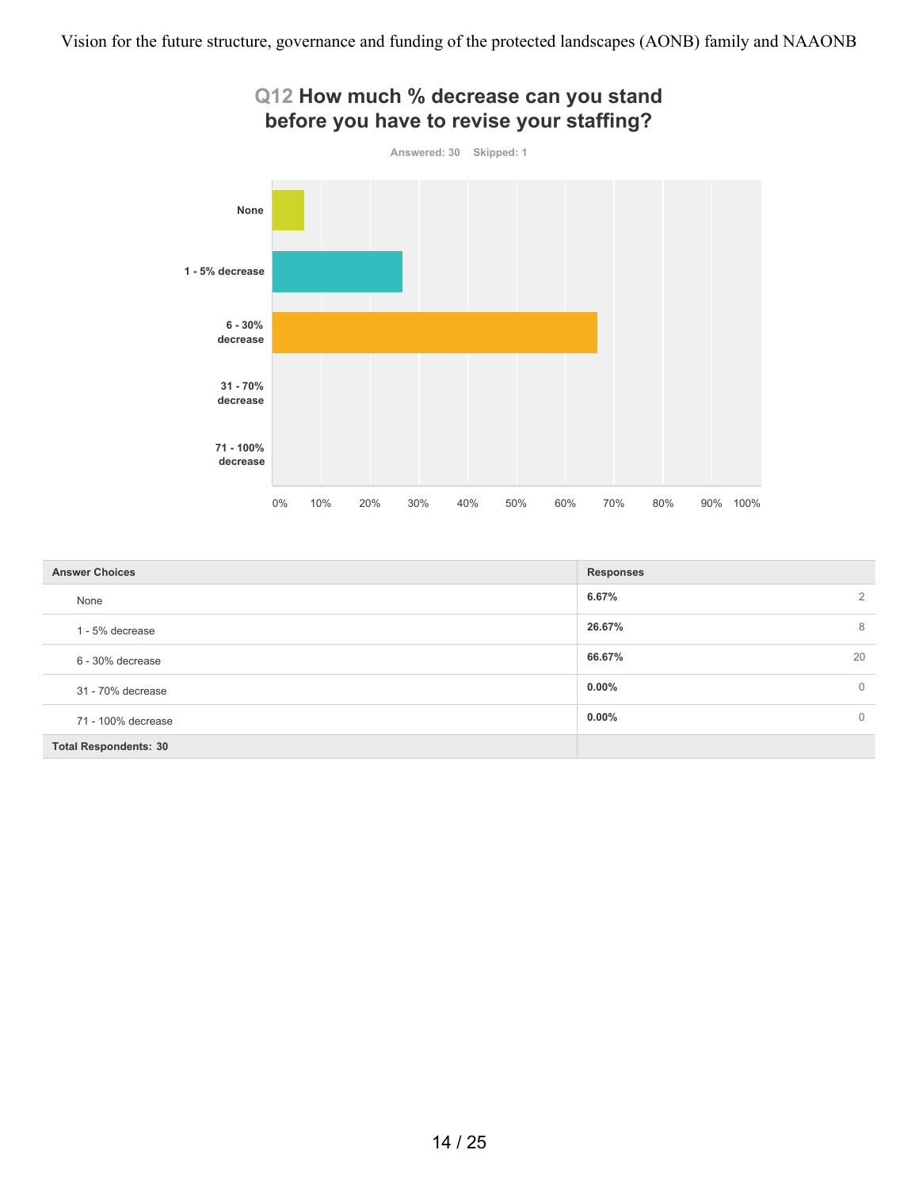## Q12 How much % decrease can you stand before you have to revise your staffing?

Answered: 30 Skipped: 1

| Answer Choices | Responses | |
|---|---|---|
| None | 6.67% | 2 |
| 1 - 5% decrease | 26.67% | 8 |
| 6 - 30% decrease | 66.67% | 20 |
| 31 - 70% decrease | 0.00% | 0 |
| 71 - 100% decrease | 0.00% | 0 |
| Total Respondents: 30 | | |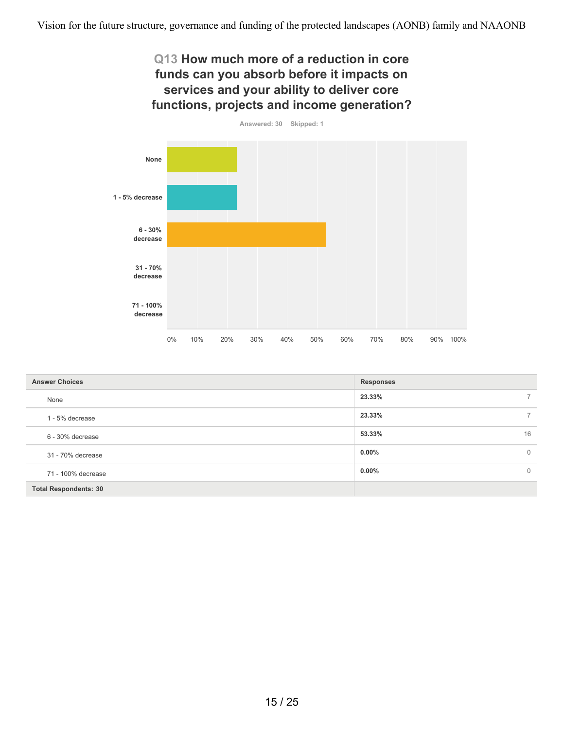## Q13 How much more of a reduction in core funds can you absorb before it impacts on services and your ability to deliver core functions, projects and income generation?

Answered: 30 Skipped: 1

| Answer Choices | Responses | |
|---|---|---|
| None | 23.33% | 7 |
| 1 - 5% decrease | 23.33% | 7 |
| 6 - 30% decrease | 53.33% | 16 |
| 31 - 70% decrease | 0.00% | 0 |
| 71 - 100% decrease | 0.00% | 0 |
| **Total Respondents: 30** | | |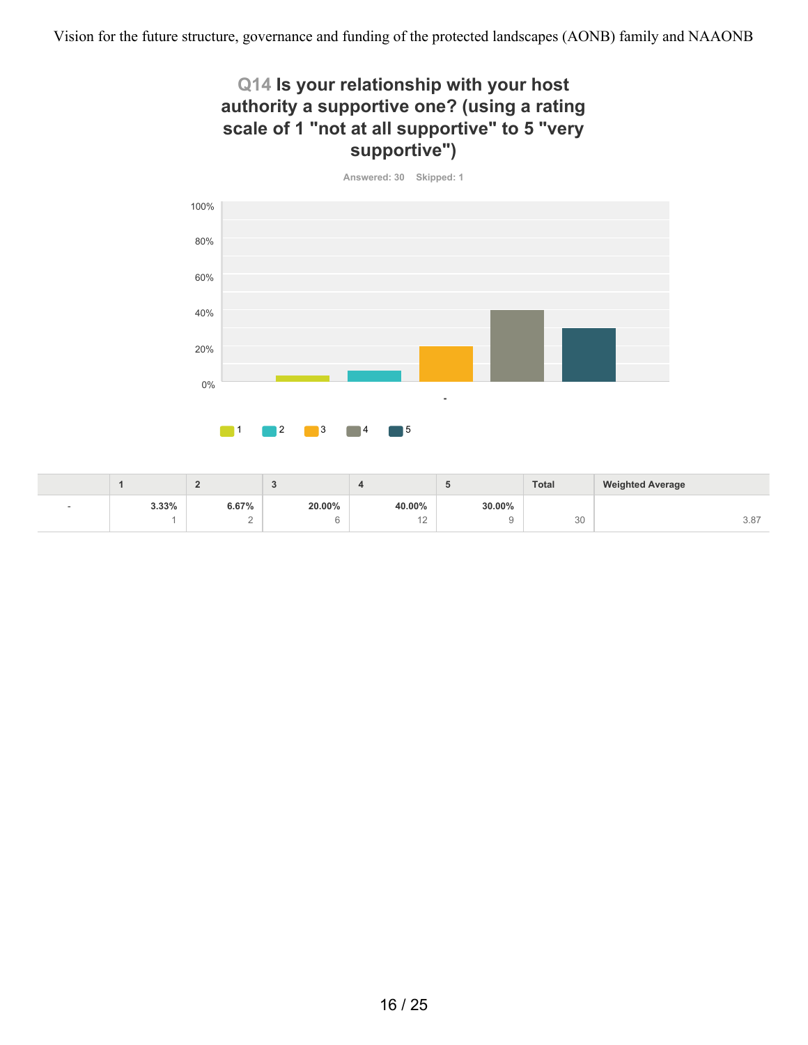## Q14 Is your relationship with your host authority a supportive one? (using a rating scale of 1 "not at all supportive" to 5 "very supportive")

Answered: 30 Skipped: 1

|  | 1 | 2 | 3 | 4 | 5 | Total | Weighted Average |
|---|---|---|---|---|---|---|---|
| - | 3.33%<br>1 | 6.67%<br>2 | 20.00%<br>6 | 40.00%<br>12 | 30.00%<br>9 | 30 | 3.87 |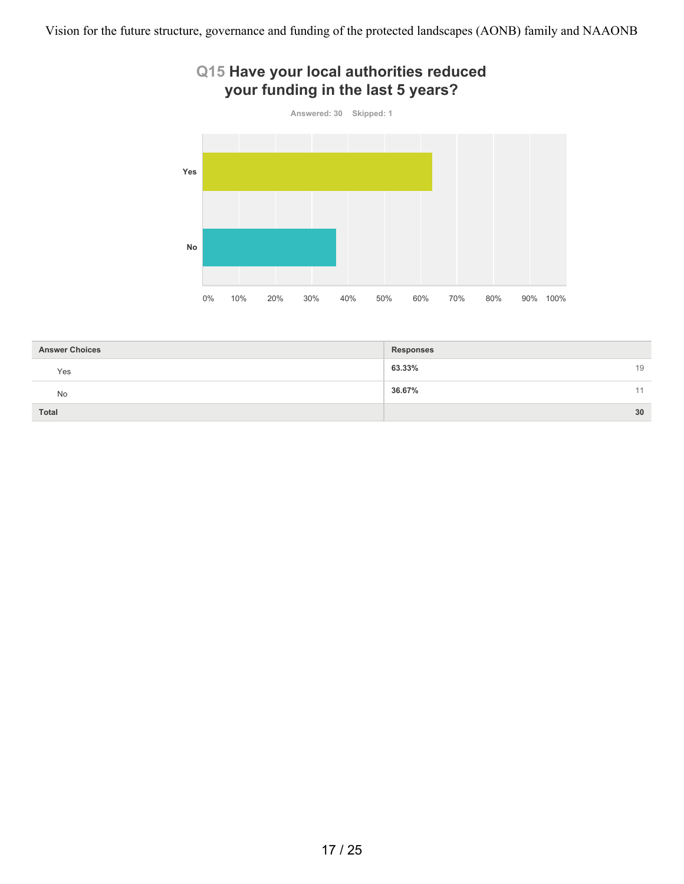## Q15 Have your local authorities reduced your funding in the last 5 years?

Answered: 30 Skipped: 1

| Answer Choices | Responses | |
|---|---|---|
| Yes | 63.33% | 19 |
| No | 36.67% | 11 |
| Total | | 30 |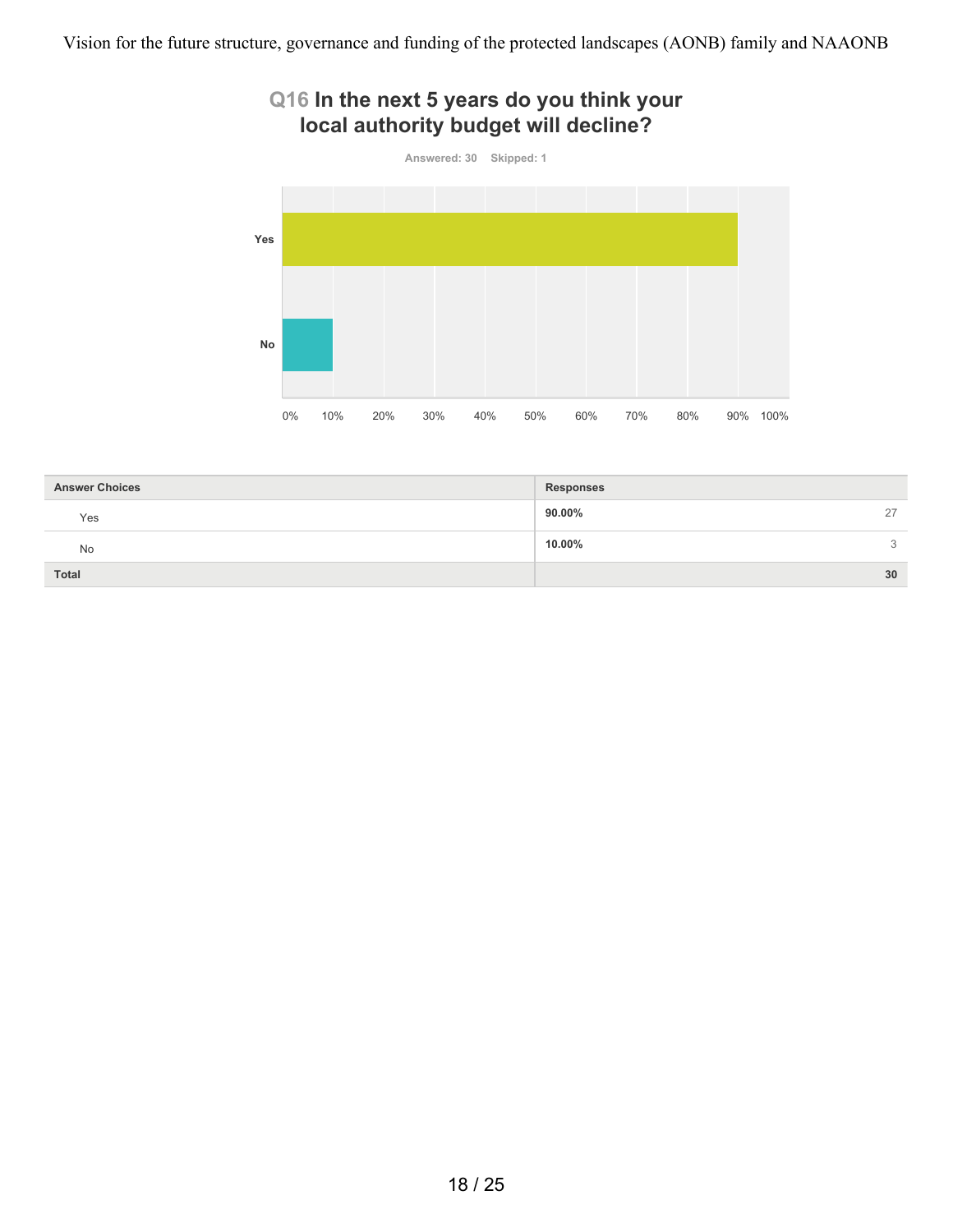## Q16 In the next 5 years do you think your local authority budget will decline?

Answered: 30 Skipped: 1

| Answer Choices | Responses | |
|---|---|---|
| Yes | 90.00% | 27 |
| No | 10.00% | 3 |
| Total | | 30 |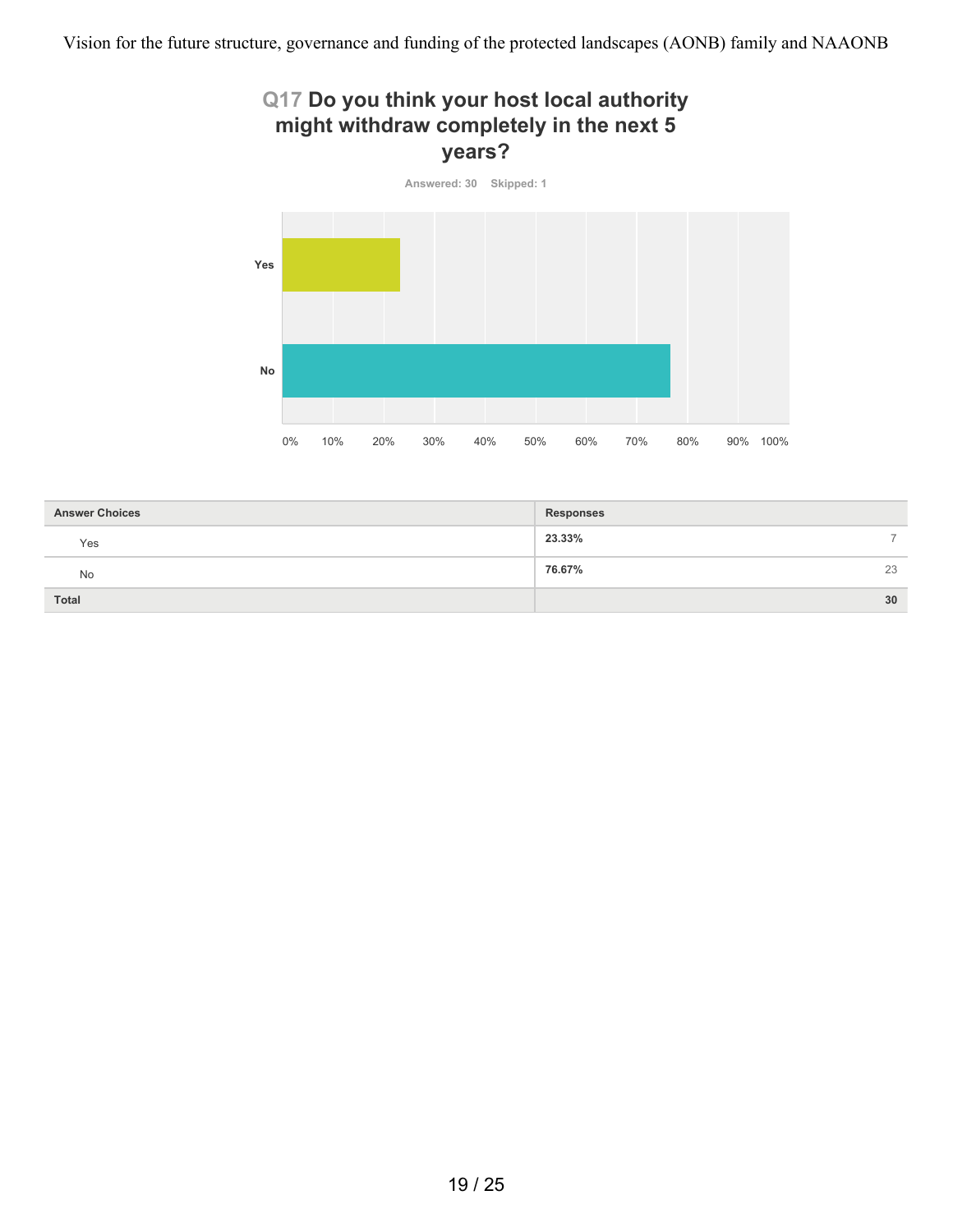## Q17 Do you think your host local authority might withdraw completely in the next 5 years?

Answered: 30 Skipped: 1

| Answer Choices | Responses | |
|---|---|---|
| Yes | 23.33% | 7 |
| No | 76.67% | 23 |
| **Total** | | **30** |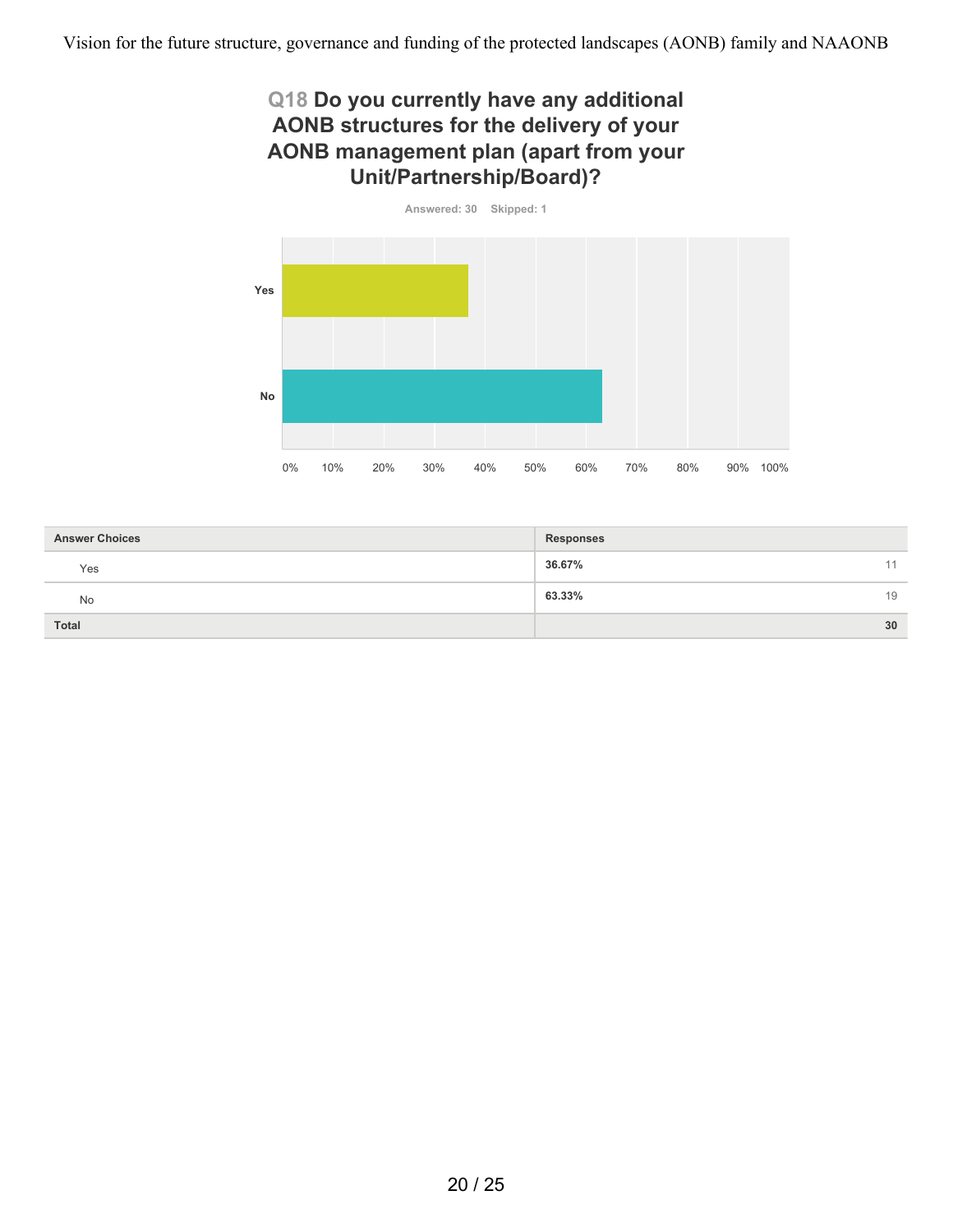## Q18 Do you currently have any additional AONB structures for the delivery of your AONB management plan (apart from your Unit/Partnership/Board)?

Answered: 30 Skipped: 1

| Answer Choices | Responses | |
|---|---|---|
| Yes | 36.67% | 11 |
| No | 63.33% | 19 |
| **Total** | | **30** |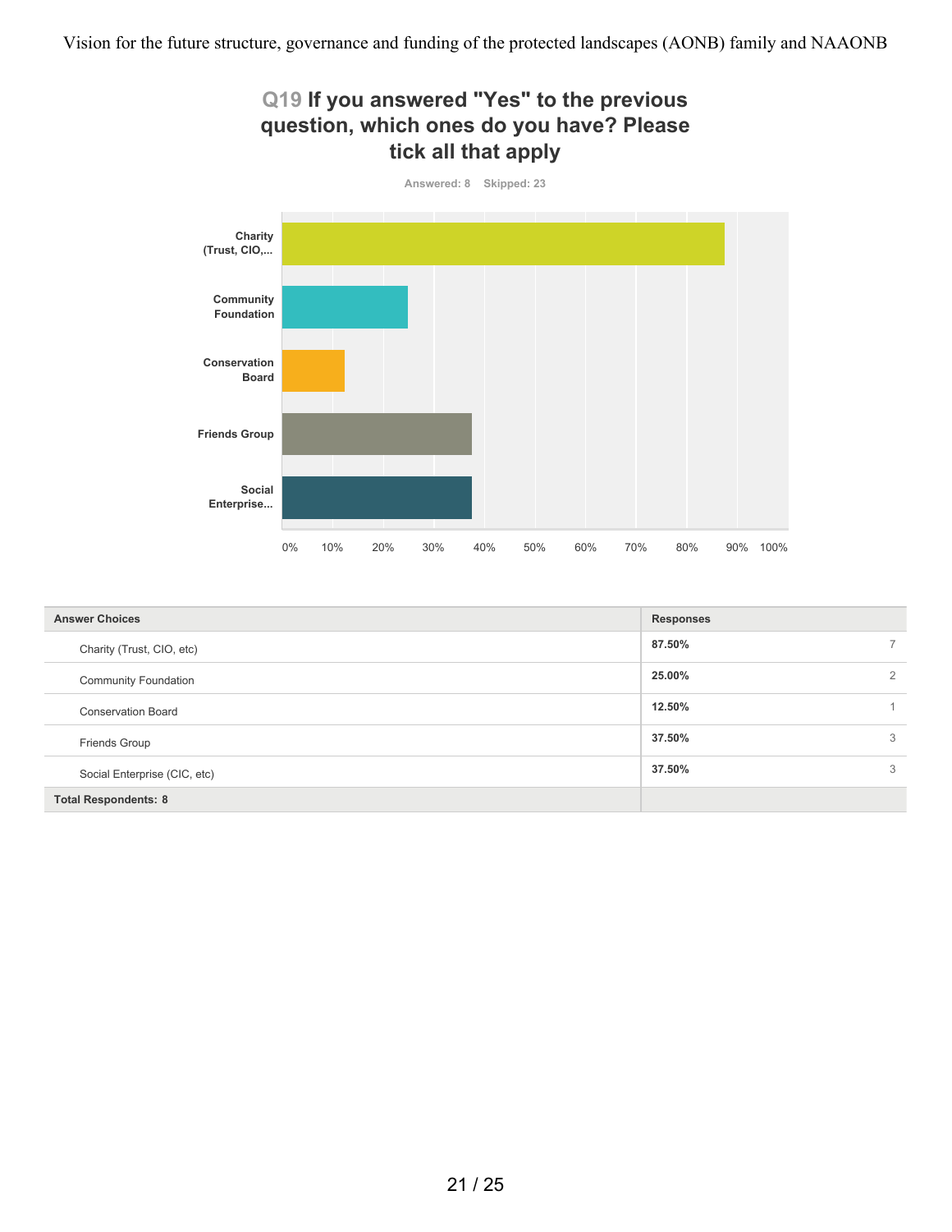## Q19 If you answered "Yes" to the previous question, which ones do you have? Please tick all that apply

Answered: 8 Skipped: 23

| Answer Choices | Responses | |
|---|---|---|
| Charity (Trust, CIO, etc) | 87.50% | 7 |
| Community Foundation | 25.00% | 2 |
| Conservation Board | 12.50% | 1 |
| Friends Group | 37.50% | 3 |
| Social Enterprise (CIC, etc) | 37.50% | 3 |
| Total Respondents: 8 | | |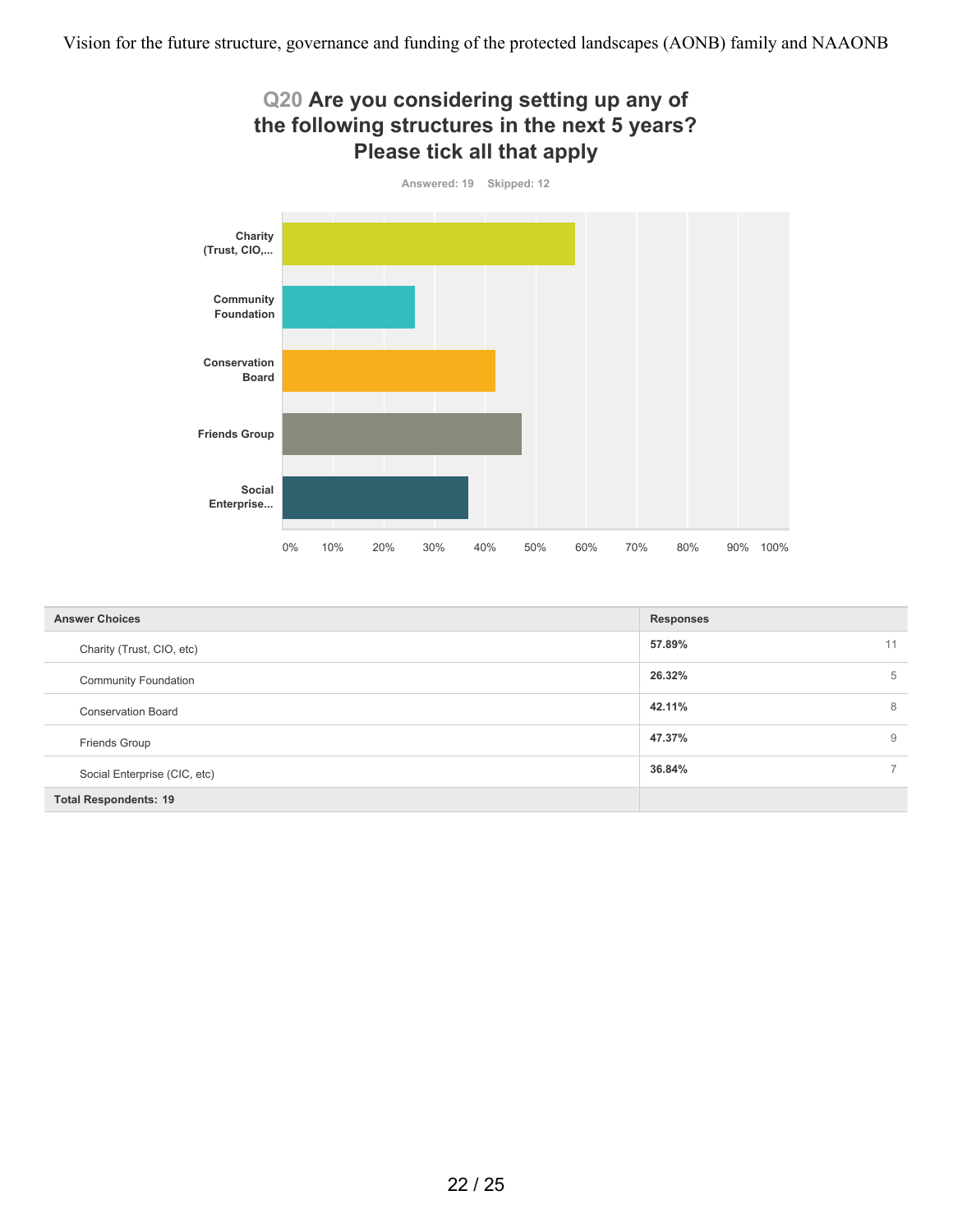## Q20 Are you considering setting up any of the following structures in the next 5 years? Please tick all that apply

Answered: 19 Skipped: 12

| Answer Choices | Responses | |
|---|---|---|
| Charity (Trust, CIO, etc) | **57.89%** | 11 |
| Community Foundation | **26.32%** | 5 |
| Conservation Board | **42.11%** | 8 |
| Friends Group | **47.37%** | 9 |
| Social Enterprise (CIC, etc) | **36.84%** | 7 |
| **Total Respondents: 19** | | |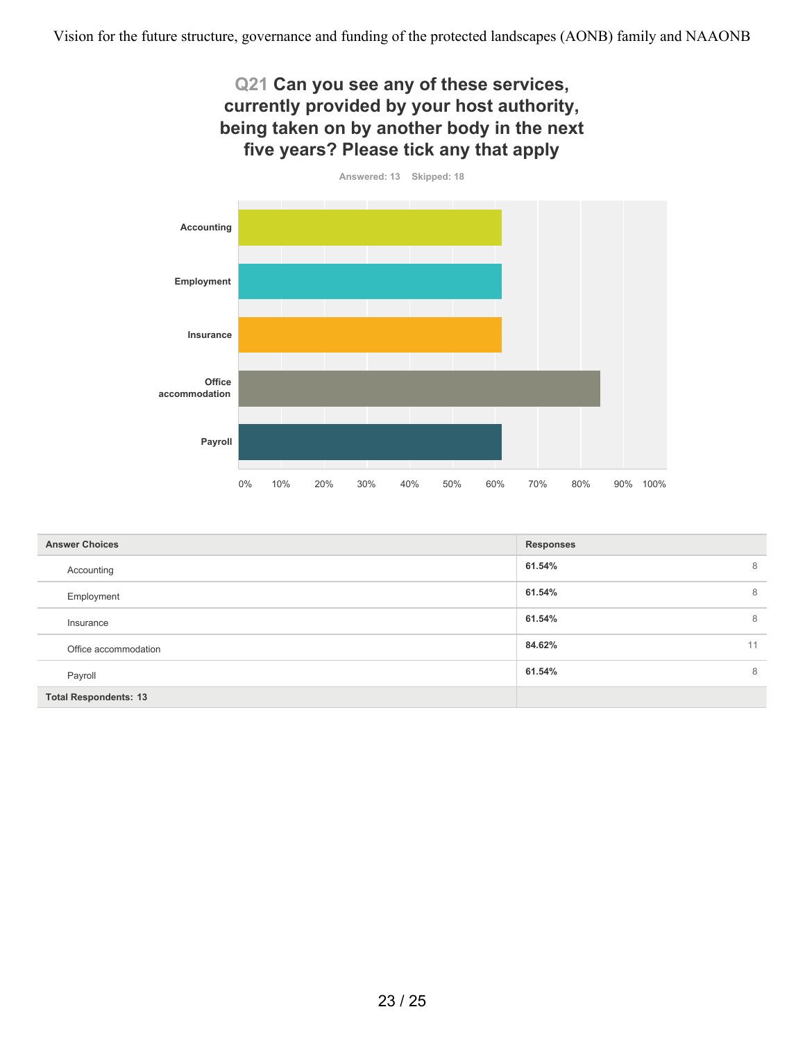## Q21 Can you see any of these services, currently provided by your host authority, being taken on by another body in the next five years? Please tick any that apply

Answered: 13 Skipped: 18

| Answer Choices | Responses | |
|---|---|---|
| Accounting | 61.54% | 8 |
| Employment | 61.54% | 8 |
| Insurance | 61.54% | 8 |
| Office accommodation | 84.62% | 11 |
| Payroll | 61.54% | 8 |
| Total Respondents: 13 | | |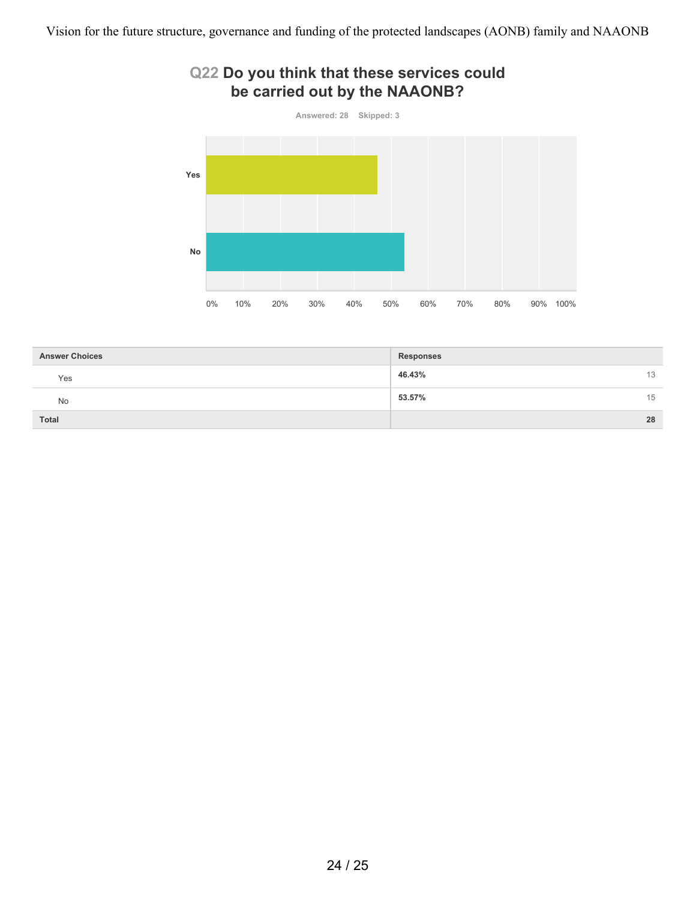## Q22 Do you think that these services could be carried out by the NAAONB?

Answered: 28 Skipped: 3

| Answer Choices | Responses | |
|---|---|---|
| Yes | 46.43% | 13 |
| No | 53.57% | 15 |
| **Total** | | **28** |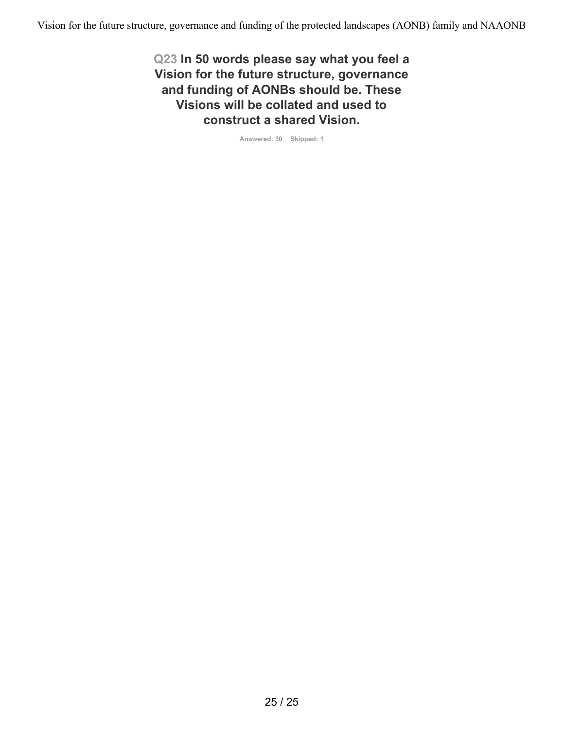### Q23 In 50 words please say what you feel a Vision for the future structure, governance and funding of AONBs should be. These Visions will be collated and used to construct a shared Vision.

Answered: 30 Skipped: 1